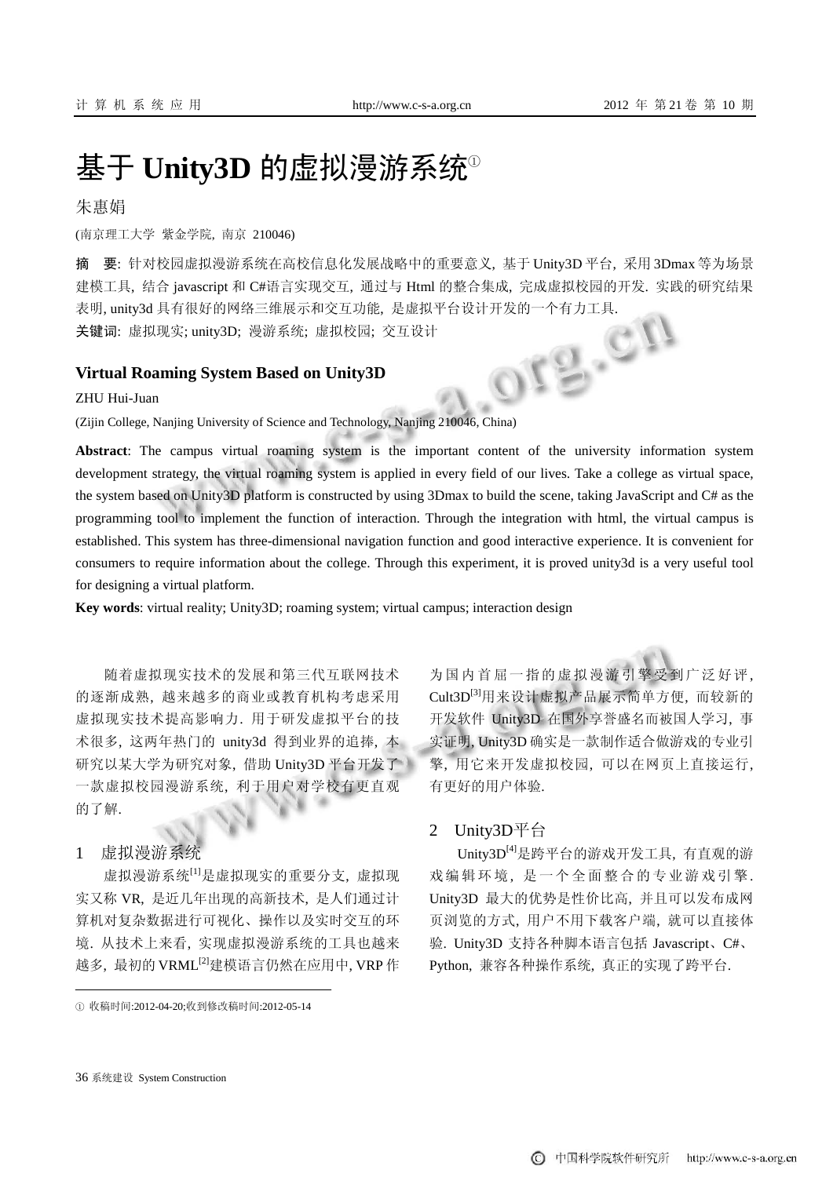# 基于 Unity3D 的虚拟漫游系统①

朱惠娟

(南京理工大学 紫金学院, 南京 210046)

**摘 要**: 针对校园虚拟漫游系统在高校信息化发展战略中的重要意义, 基于 Unity3D 平台, 采用 3Dmax 等为场景建模工具, 结合 javascript 和 C#语言实现交互, 通过与 Html 的整合集成, 完成虚拟校园的开发. 实践的研究结果表明, unity3d 具有很好的网络三维展示和交互功能, 是虚拟平台设计开发的一个有力工具.

**关键词**: 虚拟现实; unity3D; 漫游系统; 虚拟校园; 交互设计

## Virtual Roaming System Based on Unity3D

ZHU Hui-Juan

(Zijin College, Nanjing University of Science and Technology, Nanjing 210046, China)

**Abstract**: The campus virtual roaming system is the important content of the university information system development strategy, the virtual roaming system is applied in every field of our lives. Take a college as virtual space, the system based on Unity3D platform is constructed by using 3Dmax to build the scene, taking JavaScript and C# as the programming tool to implement the function of interaction. Through the integration with html, the virtual campus is established. This system has three-dimensional navigation function and good interactive experience. It is convenient for consumers to require information about the college. Through this experiment, it is proved unity3d is a very useful tool for designing a virtual platform.

**Key words**: virtual reality; Unity3D; roaming system; virtual campus; interaction design

随着虚拟现实技术的发展和第三代互联网技术的逐渐成熟, 越来越多的商业或教育机构考虑采用虚拟现实技术提高影响力. 用于研发虚拟平台的技术很多, 这两年热门的 unity3d 得到业界的追捧, 本研究以某大学为研究对象, 借助 Unity3D 平台开发了一款虚拟校园漫游系统, 利于用户对学校有更直观的了解.

## 1 虚拟漫游系统

虚拟漫游系统[1]是虚拟现实的重要分支, 虚拟现实又称 VR, 是近几年出现的高新技术, 是人们通过计算机对复杂数据进行可视化、操作以及实时交互的环境. 从技术上来看, 实现虚拟漫游系统的工具也越来越多, 最初的 VRML[2]建模语言仍然在应用中, VRP 作为国内首屈一指的虚拟漫游引擎受到广泛好评, Cult3D[3]用来设计虚拟产品展示简单方便, 而较新的开发软件 Unity3D 在国外享誉盛名而被国人学习, 事实证明, Unity3D 确实是一款制作适合做游戏的专业引擎, 用它来开发虚拟校园, 可以在网页上直接运行, 有更好的用户体验.

## 2 Unity3D平台

Unity3D[4]是跨平台的游戏开发工具, 有直观的游戏编辑环境, 是一个全面整合的专业游戏引擎. Unity3D 最大的优势是性价比高, 并且可以发布成网页浏览的方式, 用户不用下载客户端, 就可以直接体验. Unity3D 支持各种脚本语言包括 Javascript、C#、Python, 兼容各种操作系统, 真正的实现了跨平台.

① 收稿时间:2012-04-20;收到修改稿时间:2012-05-14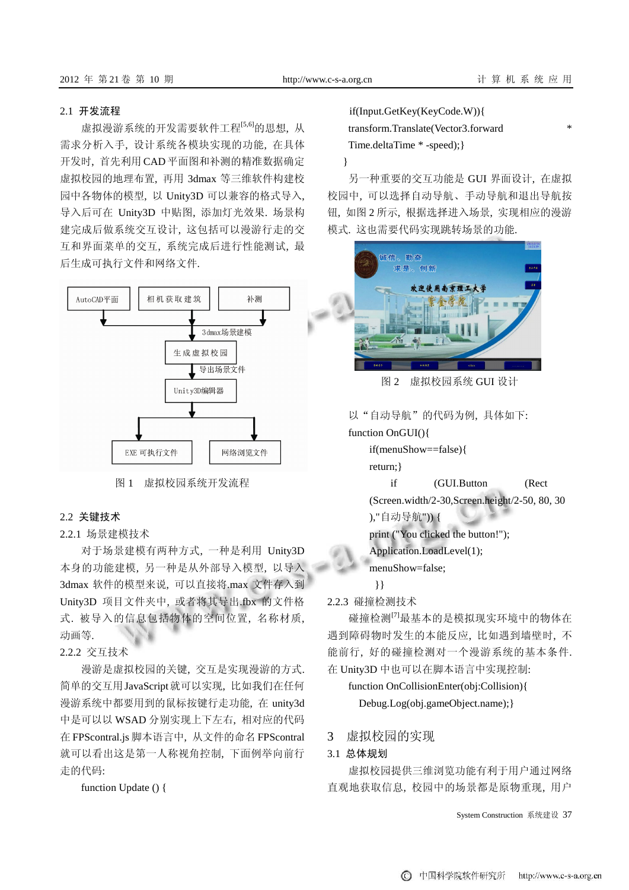### 2.1 开发流程

虚拟漫游系统的开发需要软件工程[5,6]的思想，从需求分析入手，设计系统各模块实现的功能，在具体开发时，首先利用 CAD 平面图和补测的精准数据确定虚拟校园的地理布置，再用 3dmax 等三维软件构建校园中各物体的模型，以 Unity3D 可以兼容的格式导入，导入后可在 Unity3D 中贴图，添加灯光效果。场景构建完成后做系统交互设计，这包括可以漫游行走的交互和界面菜单的交互，系统完成后进行性能测试，最后生成可执行文件和网络文件。

AutoCAD平面 | 相机获取建筑 | 补测 → 3dmax场景建模 → 生成虚拟校园 → 导出场景文件 → Unity3D编辑器 → EXE 可执行文件 | 网络浏览文件

图 1　虚拟校园系统开发流程

### 2.2 关键技术

#### 2.2.1 场景建模技术

对于场景建模有两种方式，一种是利用 Unity3D 本身的功能建模，另一种是从外部导入模型，以导入 3dmax 软件的模型来说，可以直接将.max 文件存入到 Unity3D 项目文件夹中，或者将其导出.fbx 的文件格式。被导入的信息包括物体的空间位置，名称材质，动画等。

#### 2.2.2 交互技术

漫游是虚拟校园的关键，交互是实现漫游的方式。简单的交互用 JavaScript 就可以实现，比如我们在任何漫游系统中都要用到的鼠标按键行走功能，在 unity3d 中是可以以 WSAD 分别实现上下左右，相对应的代码在 FPScontral.js 脚本语言中，从文件的命名 FPScontral 就可以看出这是第一人称视角控制，下面例举向前行走的代码：

```
function Update () {
    if(Input.GetKey(KeyCode.W)){
    transform.Translate(Vector3.forward          *
    Time.deltaTime * -speed);}
  }
```

另一种重要的交互功能是 GUI 界面设计，在虚拟校园中，可以选择自动导航、手动导航和退出导航按钮，如图 2 所示，根据选择进入场景，实现相应的漫游模式。这也需要代码实现跳转场景的功能。

图 2　虚拟校园系统 GUI 设计

以“自动导航”的代码为例，具体如下：

```
function OnGUI(){
    if(menuShow==false){
    return;}
    if        (GUI.Button        (Rect
    (Screen.width/2-30,Screen.height/2-50, 80, 30
    ),"自动导航")) {
    print ("You clicked the button!");
    Application.LoadLevel(1);
    menuShow=false;
     }}
```

#### 2.2.3 碰撞检测技术

碰撞检测[7]最基本的是模拟现实环境中的物体在遇到障碍物时发生的本能反应，比如遇到墙壁时，不能前行，好的碰撞检测对一个漫游系统的基本条件。在 Unity3D 中也可以在脚本语言中实现控制：

```
function OnCollisionEnter(obj:Collision){
    Debug.Log(obj.gameObject.name);}
```

## 3 虚拟校园的实现

### 3.1 总体规划

虚拟校园提供三维浏览功能有利于用户通过网络直观地获取信息，校园中的场景都是原物重现，用户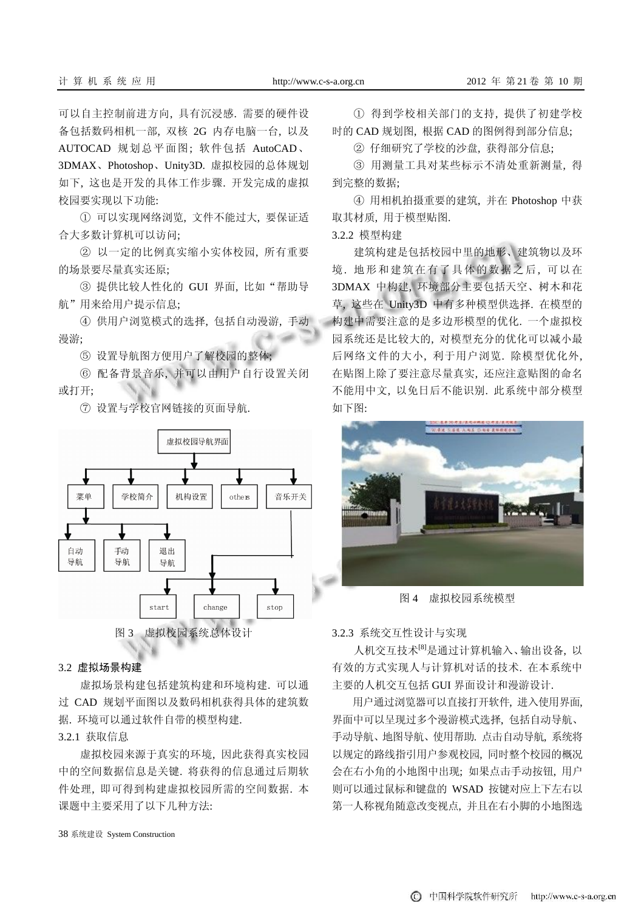可以自主控制前进方向，具有沉浸感. 需要的硬件设备包括数码相机一部，双核 2G 内存电脑一台，以及 AUTOCAD 规划总平面图；软件包括 AutoCAD、3DMAX、Photoshop、Unity3D. 虚拟校园的总体规划如下，这也是开发的具体工作步骤. 开发完成的虚拟校园要实现以下功能:

① 可以实现网络浏览，文件不能过大，要保证适合大多数计算机可以访问；

② 以一定的比例真实缩小实体校园，所有重要的场景要尽量真实还原；

③ 提供比较人性化的 GUI 界面，比如“帮助导航”用来给用户提示信息；

④ 供用户浏览模式的选择，包括自动漫游，手动漫游；

⑤ 设置导航图方便用户了解校园的整体；

⑥ 配备背景音乐，并可以由用户自行设置关闭或打开；

⑦ 设置与学校官网链接的页面导航.

图 3　虚拟校园系统总体设计

## 3.2 虚拟场景构建

虚拟场景构建包括建筑构建和环境构建. 可以通过 CAD 规划平面图以及数码相机获得具体的建筑数据. 环境可以通过软件自带的模型构建.

### 3.2.1 获取信息

虚拟校园来源于真实的环境，因此获得真实校园中的空间数据信息是关键. 将获得的信息通过后期软件处理，即可得到构建虚拟校园所需的空间数据. 本课题中主要采用了以下几种方法:

① 得到学校相关部门的支持，提供了初建学校时的 CAD 规划图，根据 CAD 的图例得到部分信息；

② 仔细研究了学校的沙盘，获得部分信息；

③ 用测量工具对某些标示不清处重新测量，得到完整的数据；

④ 用相机拍摄重要的建筑，并在 Photoshop 中获取其材质，用于模型贴图.

### 3.2.2 模型构建

建筑构建是包括校园中里的地形、建筑物以及环境. 地形和建筑在有了具体的数据之后，可以在 3DMAX 中构建，环境部分主要包括天空、树木和花草，这些在 Unity3D 中有多种模型供选择. 在模型的构建中需要注意的是多边形模型的优化. 一个虚拟校园系统还是比较大的，对模型充分的优化可以减小最后网络文件的大小，利于用户浏览. 除模型优化外，在贴图上除了要注意尽量真实，还应注意贴图的命名不能用中文，以免日后不能识别. 此系统中部分模型如下图:

图 4　虚拟校园系统模型

### 3.2.3 系统交互性设计与实现

人机交互技术[8]是通过计算机输入、输出设备，以有效的方式实现人与计算机对话的技术. 在本系统中主要的人机交互包括 GUI 界面设计和漫游设计.

用户通过浏览器可以直接打开软件，进入使用界面，界面中可以呈现过多个漫游模式选择，包括自动导航、手动导航、地图导航、使用帮助. 点击自动导航，系统将以规定的路线指引用户参观校园，同时整个校园的概况会在右小角的小地图中出现；如果点击手动按钮，用户则可以通过鼠标和键盘的 WSAD 按键对应上下左右以第一人称视角随意改变视点，并且在右小脚的小地图选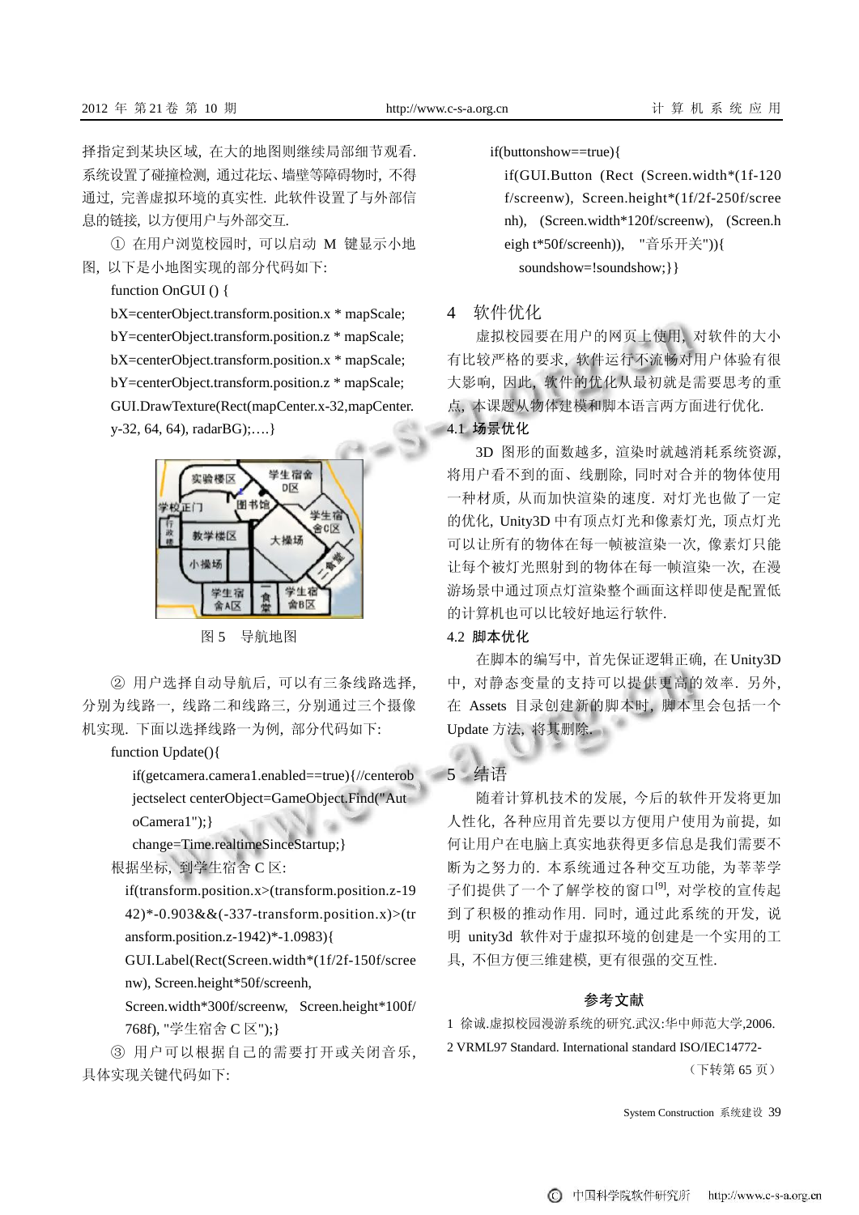择指定到某块区域，在大的地图则继续局部细节观看. 系统设置了碰撞检测，通过花坛、墙壁等障碍物时，不得通过，完善虚拟环境的真实性. 此软件设置了与外部信息的链接，以方便用户与外部交互.

① 在用户浏览校园时，可以启动 M 键显示小地图，以下是小地图实现的部分代码如下:

```
function OnGUI () {
bX=centerObject.transform.position.x * mapScale;
bY=centerObject.transform.position.z * mapScale;
bX=centerObject.transform.position.x * mapScale;
bY=centerObject.transform.position.z * mapScale;
GUI.DrawTexture(Rect(mapCenter.x-32,mapCenter.y-32, 64, 64), radarBG);….}
```

实验楼区
学生宿舍D区
学校正门
图书馆
学生宿舍C区
行政楼
教学楼区
大操场
小操场
食堂
学生宿舍A区
食堂
学生宿舍B区

图 5　导航地图

② 用户选择自动导航后，可以有三条线路选择，分别为线路一，线路二和线路三，分别通过三个摄像机实现. 下面以选择线路一为例，部分代码如下:

```
function Update(){
    if(getcamera.camera1.enabled==true){//centerobjectselect centerObject=GameObject.Find("AutoCamera1");}
    change=Time.realtimeSinceStartup;}
根据坐标，到学生宿舍 C 区:
   if(transform.position.x>(transform.position.z-1942)*-0.903&&(-337-transform.position.x)>(transform.position.z-1942)*-1.0983){
   GUI.Label(Rect(Screen.width*(1f/2f-150f/screenw), Screen.height*50f/screenh,
   Screen.width*300f/screenw,  Screen.height*100f/768f), "学生宿舍 C 区");}
```

③ 用户可以根据自己的需要打开或关闭音乐，具体实现关键代码如下:

```
if(buttonshow==true){
  if(GUI.Button (Rect (Screen.width*(1f-120f/screenw), Screen.height*(1f/2f-250f/screenh), (Screen.width*120f/screenw), (Screen.height*50f/screenh)), "音乐开关")){
    soundshow=!soundshow;}}
```

## 4　软件优化

虚拟校园要在用户的网页上使用，对软件的大小有比较严格的要求，软件运行不流畅对用户体验有很大影响，因此，软件的优化从最初就是需要思考的重点，本课题从物体建模和脚本语言两方面进行优化.

### 4.1 场景优化

3D 图形的面数越多，渲染时就越消耗系统资源，将用户看不到的面、线删除，同时对合并的物体使用一种材质，从而加快渲染的速度. 对灯光也做了一定的优化，Unity3D 中有顶点灯光和像素灯光，顶点灯光可以让所有的物体在每一帧被渲染一次，像素灯光只能让每个被灯光照射到的物体在每一帧渲染一次，在漫游场景中通过顶点灯渲染整个画面这样即使是配置低的计算机也可以比较好地运行软件.

### 4.2 脚本优化

在脚本的编写中，首先保证逻辑正确，在 Unity3D 中，对静态变量的支持可以提供更高的效率. 另外，在 Assets 目录创建新的脚本时，脚本里会包括一个 Update 方法，将其删除.

## 5　结语

随着计算机技术的发展，今后的软件开发将更加人性化，各种应用首先要以方便用户使用为前提，如何让用户在电脑上真实地获得更多信息是我们需要不断为之努力的. 本系统通过各种交互功能，为莘莘学子们提供了一个了解学校的窗口[9]，对学校的宣传起到了积极的推动作用. 同时，通过此系统的开发，说明 unity3d 软件对于虚拟环境的创建是一个实用的工具，不但方便三维建模，更有很强的交互性.

## 参考文献

1 徐诚.虚拟校园漫游系统的研究.武汉:华中师范大学,2006.

2 VRML97 Standard. International standard ISO/IEC14772-

（下转第 65 页）